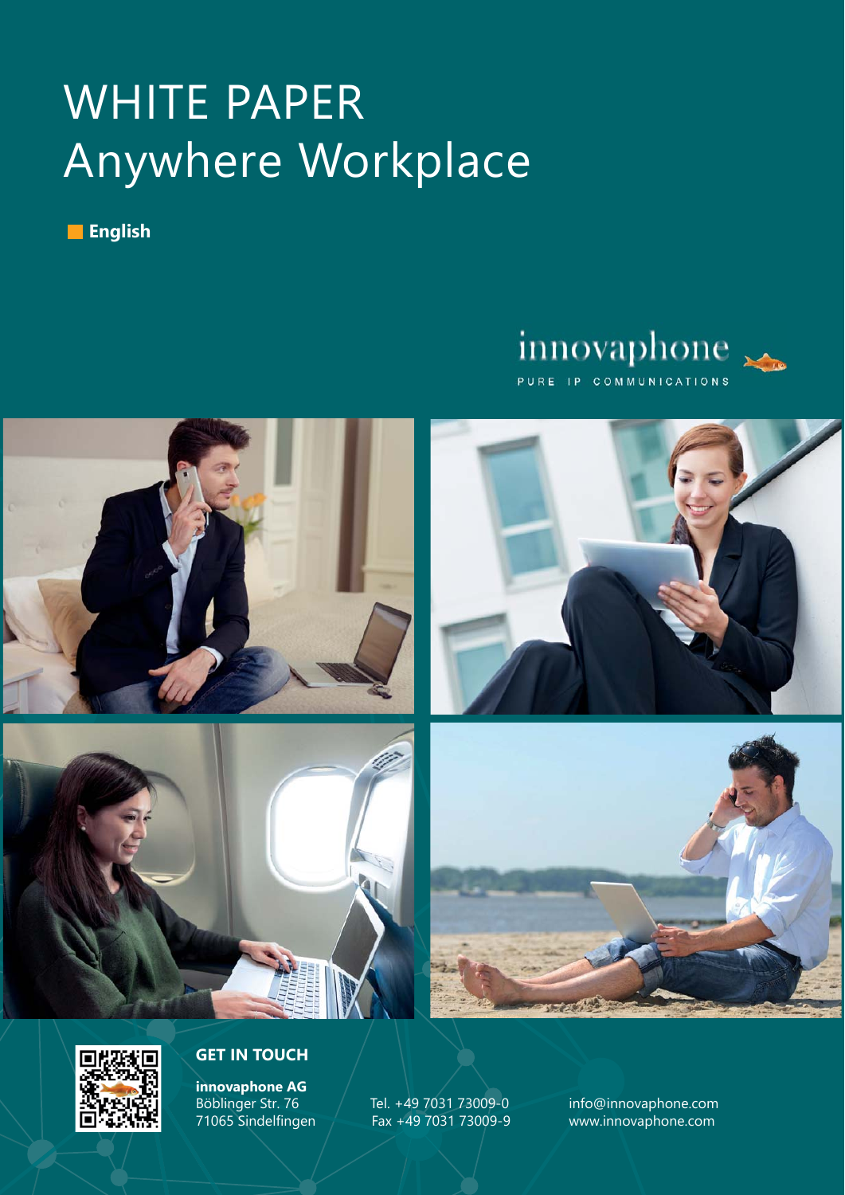# WHITE PAPER
# Anywhere Workplace

**English**

innovaphone
PURE IP COMMUNICATIONS

## GET IN TOUCH

**innovaphone AG**
Böblinger Str. 76
71065 Sindelfingen

Tel. +49 7031 73009-0
Fax +49 7031 73009-9

info@innovaphone.com
www.innovaphone.com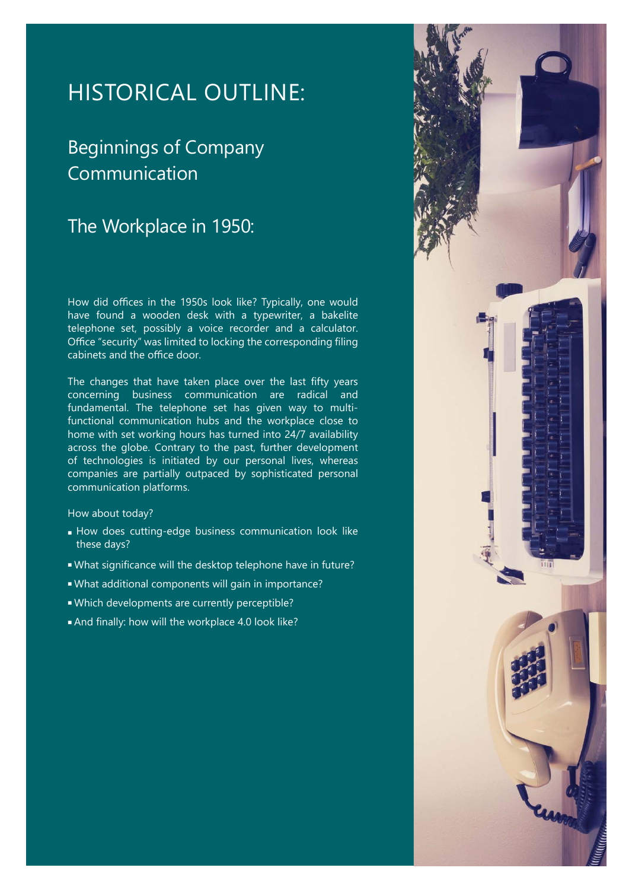# HISTORICAL OUTLINE:

## Beginnings of Company Communication

## The Workplace in 1950:

How did offices in the 1950s look like? Typically, one would have found a wooden desk with a typewriter, a bakelite telephone set, possibly a voice recorder and a calculator. Office "security" was limited to locking the corresponding filing cabinets and the office door.

The changes that have taken place over the last fifty years concerning business communication are radical and fundamental. The telephone set has given way to multi-functional communication hubs and the workplace close to home with set working hours has turned into 24/7 availability across the globe. Contrary to the past, further development of technologies is initiated by our personal lives, whereas companies are partially outpaced by sophisticated personal communication platforms.

How about today?

- How does cutting-edge business communication look like these days?
- What significance will the desktop telephone have in future?
- What additional components will gain in importance?
- Which developments are currently perceptible?
- And finally: how will the workplace 4.0 look like?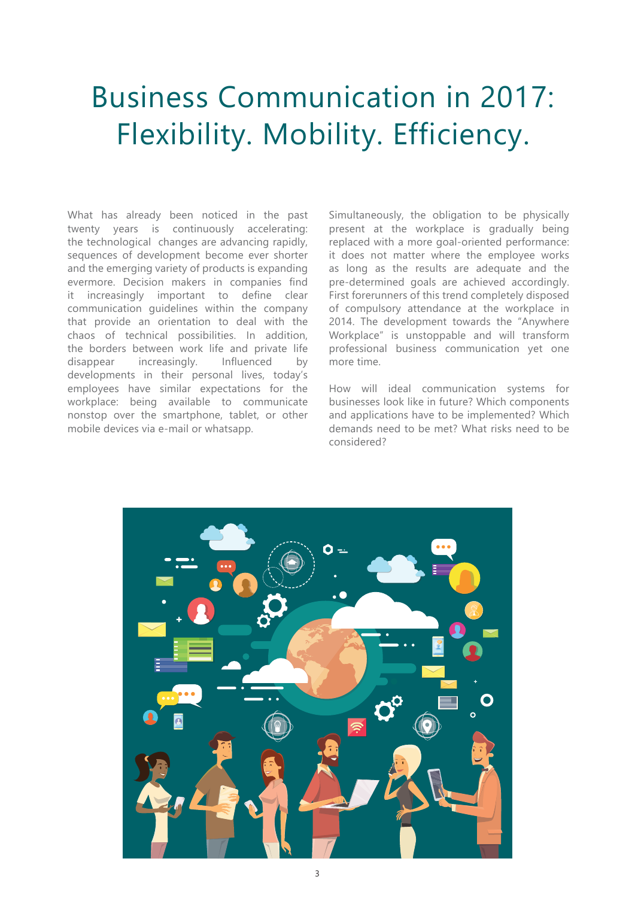# Business Communication in 2017: Flexibility. Mobility. Efficiency.

What has already been noticed in the past twenty years is continuously accelerating: the technological changes are advancing rapidly, sequences of development become ever shorter and the emerging variety of products is expanding evermore. Decision makers in companies find it increasingly important to define clear communication guidelines within the company that provide an orientation to deal with the chaos of technical possibilities. In addition, the borders between work life and private life disappear increasingly. Influenced by developments in their personal lives, today's employees have similar expectations for the workplace: being available to communicate nonstop over the smartphone, tablet, or other mobile devices via e-mail or whatsapp.

Simultaneously, the obligation to be physically present at the workplace is gradually being replaced with a more goal-oriented performance: it does not matter where the employee works as long as the results are adequate and the pre-determined goals are achieved accordingly. First forerunners of this trend completely disposed of compulsory attendance at the workplace in 2014. The development towards the "Anywhere Workplace" is unstoppable and will transform professional business communication yet one more time.

How will ideal communication systems for businesses look like in future? Which components and applications have to be implemented? Which demands need to be met? What risks need to be considered?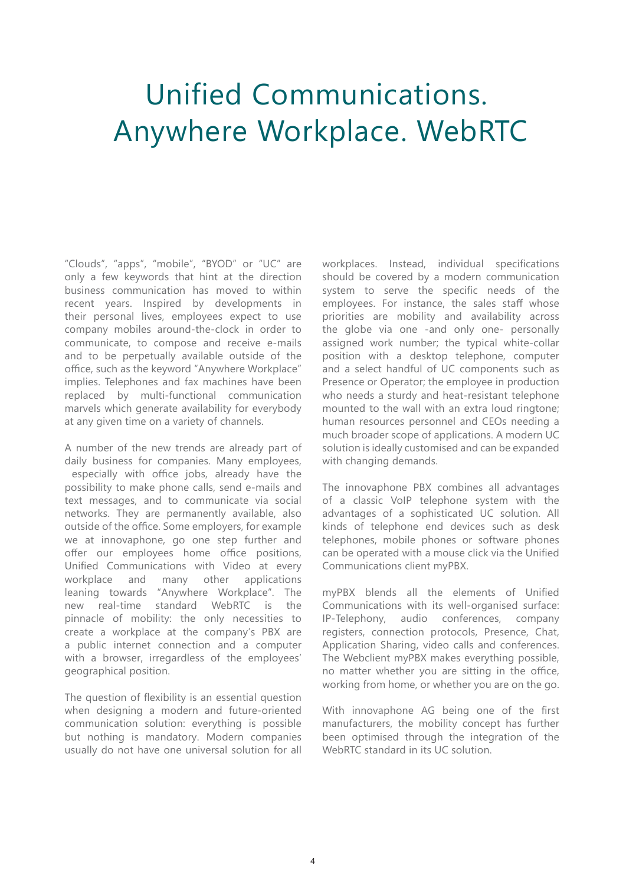# Unified Communications. Anywhere Workplace. WebRTC

"Clouds", "apps", "mobile", "BYOD" or "UC" are only a few keywords that hint at the direction business communication has moved to within recent years. Inspired by developments in their personal lives, employees expect to use company mobiles around-the-clock in order to communicate, to compose and receive e-mails and to be perpetually available outside of the office, such as the keyword "Anywhere Workplace" implies. Telephones and fax machines have been replaced by multi-functional communication marvels which generate availability for everybody at any given time on a variety of channels.

A number of the new trends are already part of daily business for companies. Many employees, especially with office jobs, already have the possibility to make phone calls, send e-mails and text messages, and to communicate via social networks. They are permanently available, also outside of the office. Some employers, for example we at innovaphone, go one step further and offer our employees home office positions, Unified Communications with Video at every workplace and many other applications leaning towards "Anywhere Workplace". The new real-time standard WebRTC is the pinnacle of mobility: the only necessities to create a workplace at the company's PBX are a public internet connection and a computer with a browser, irregardless of the employees' geographical position.

The question of flexibility is an essential question when designing a modern and future-oriented communication solution: everything is possible but nothing is mandatory. Modern companies usually do not have one universal solution for all workplaces. Instead, individual specifications should be covered by a modern communication system to serve the specific needs of the employees. For instance, the sales staff whose priorities are mobility and availability across the globe via one -and only one- personally assigned work number; the typical white-collar position with a desktop telephone, computer and a select handful of UC components such as Presence or Operator; the employee in production who needs a sturdy and heat-resistant telephone mounted to the wall with an extra loud ringtone; human resources personnel and CEOs needing a much broader scope of applications. A modern UC solution is ideally customised and can be expanded with changing demands.

The innovaphone PBX combines all advantages of a classic VoIP telephone system with the advantages of a sophisticated UC solution. All kinds of telephone end devices such as desk telephones, mobile phones or software phones can be operated with a mouse click via the Unified Communications client myPBX.

myPBX blends all the elements of Unified Communications with its well-organised surface: IP-Telephony, audio conferences, company registers, connection protocols, Presence, Chat, Application Sharing, video calls and conferences. The Webclient myPBX makes everything possible, no matter whether you are sitting in the office, working from home, or whether you are on the go.

With innovaphone AG being one of the first manufacturers, the mobility concept has further been optimised through the integration of the WebRTC standard in its UC solution.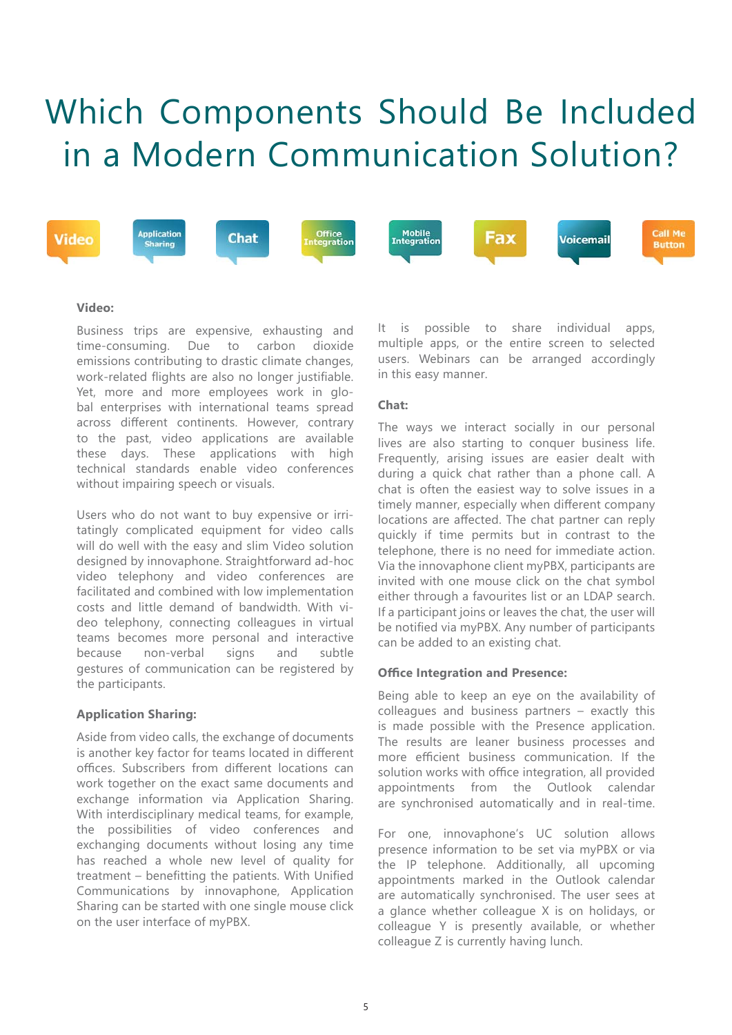# Which Components Should Be Included in a Modern Communication Solution?

Video | Application Sharing | Chat | Office Integration | Mobile Integration | Fax | Voicemail | Call Me Button

### Video:

Business trips are expensive, exhausting and time-consuming. Due to carbon dioxide emissions contributing to drastic climate changes, work-related flights are also no longer justifiable. Yet, more and more employees work in global enterprises with international teams spread across different continents. However, contrary to the past, video applications are available these days. These applications with high technical standards enable video conferences without impairing speech or visuals.

Users who do not want to buy expensive or irritatingly complicated equipment for video calls will do well with the easy and slim Video solution designed by innovaphone. Straightforward ad-hoc video telephony and video conferences are facilitated and combined with low implementation costs and little demand of bandwidth. With video telephony, connecting colleagues in virtual teams becomes more personal and interactive because non-verbal signs and subtle gestures of communication can be registered by the participants.

### Application Sharing:

Aside from video calls, the exchange of documents is another key factor for teams located in different offices. Subscribers from different locations can work together on the exact same documents and exchange information via Application Sharing. With interdisciplinary medical teams, for example, the possibilities of video conferences and exchanging documents without losing any time has reached a whole new level of quality for treatment – benefitting the patients. With Unified Communications by innovaphone, Application Sharing can be started with one single mouse click on the user interface of myPBX.

It is possible to share individual apps, multiple apps, or the entire screen to selected users. Webinars can be arranged accordingly in this easy manner.

### Chat:

The ways we interact socially in our personal lives are also starting to conquer business life. Frequently, arising issues are easier dealt with during a quick chat rather than a phone call. A chat is often the easiest way to solve issues in a timely manner, especially when different company locations are affected. The chat partner can reply quickly if time permits but in contrast to the telephone, there is no need for immediate action. Via the innovaphone client myPBX, participants are invited with one mouse click on the chat symbol either through a favourites list or an LDAP search. If a participant joins or leaves the chat, the user will be notified via myPBX. Any number of participants can be added to an existing chat.

### Office Integration and Presence:

Being able to keep an eye on the availability of colleagues and business partners – exactly this is made possible with the Presence application. The results are leaner business processes and more efficient business communication. If the solution works with office integration, all provided appointments from the Outlook calendar are synchronised automatically and in real-time.

For one, innovaphone's UC solution allows presence information to be set via myPBX or via the IP telephone. Additionally, all upcoming appointments marked in the Outlook calendar are automatically synchronised. The user sees at a glance whether colleague X is on holidays, or colleague Y is presently available, or whether colleague Z is currently having lunch.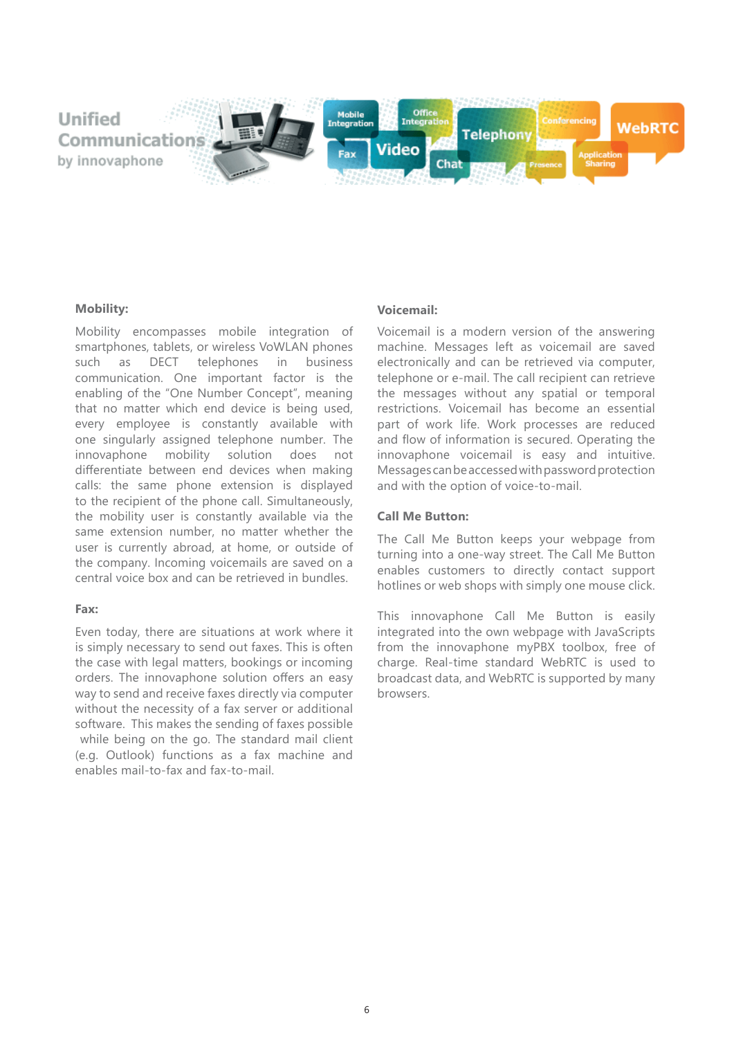### Mobility:

Mobility encompasses mobile integration of smartphones, tablets, or wireless VoWLAN phones such as DECT telephones in business communication. One important factor is the enabling of the "One Number Concept", meaning that no matter which end device is being used, every employee is constantly available with one singularly assigned telephone number. The innovaphone mobility solution does not differentiate between end devices when making calls: the same phone extension is displayed to the recipient of the phone call. Simultaneously, the mobility user is constantly available via the same extension number, no matter whether the user is currently abroad, at home, or outside of the company. Incoming voicemails are saved on a central voice box and can be retrieved in bundles.

### Fax:

Even today, there are situations at work where it is simply necessary to send out faxes. This is often the case with legal matters, bookings or incoming orders. The innovaphone solution offers an easy way to send and receive faxes directly via computer without the necessity of a fax server or additional software. This makes the sending of faxes possible while being on the go. The standard mail client (e.g. Outlook) functions as a fax machine and enables mail-to-fax and fax-to-mail.

### Voicemail:

Voicemail is a modern version of the answering machine. Messages left as voicemail are saved electronically and can be retrieved via computer, telephone or e-mail. The call recipient can retrieve the messages without any spatial or temporal restrictions. Voicemail has become an essential part of work life. Work processes are reduced and flow of information is secured. Operating the innovaphone voicemail is easy and intuitive. Messages can be accessed with password protection and with the option of voice-to-mail.

### Call Me Button:

The Call Me Button keeps your webpage from turning into a one-way street. The Call Me Button enables customers to directly contact support hotlines or web shops with simply one mouse click.

This innovaphone Call Me Button is easily integrated into the own webpage with JavaScripts from the innovaphone myPBX toolbox, free of charge. Real-time standard WebRTC is used to broadcast data, and WebRTC is supported by many browsers.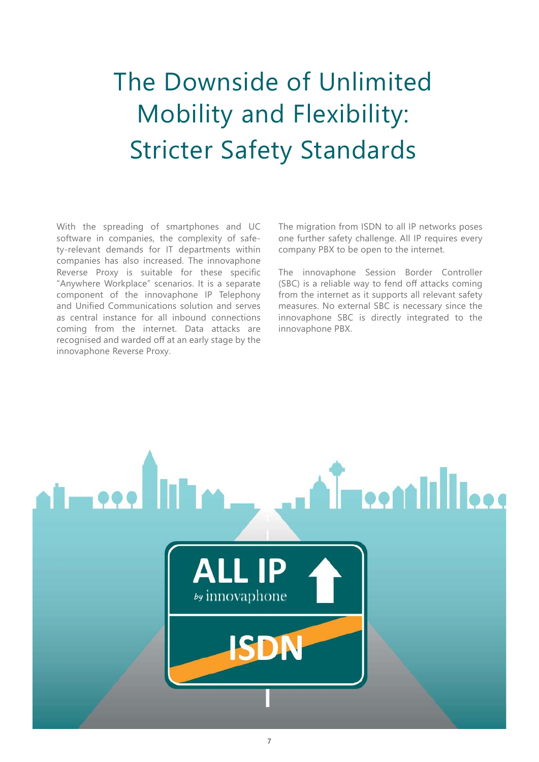# The Downside of Unlimited Mobility and Flexibility: Stricter Safety Standards

With the spreading of smartphones and UC software in companies, the complexity of safety-relevant demands for IT departments within companies has also increased. The innovaphone Reverse Proxy is suitable for these specific "Anywhere Workplace" scenarios. It is a separate component of the innovaphone IP Telephony and Unified Communications solution and serves as central instance for all inbound connections coming from the internet. Data attacks are recognised and warded off at an early stage by the innovaphone Reverse Proxy.

The migration from ISDN to all IP networks poses one further safety challenge. All IP requires every company PBX to be open to the internet.

The innovaphone Session Border Controller (SBC) is a reliable way to fend off attacks coming from the internet as it supports all relevant safety measures. No external SBC is necessary since the innovaphone SBC is directly integrated to the innovaphone PBX.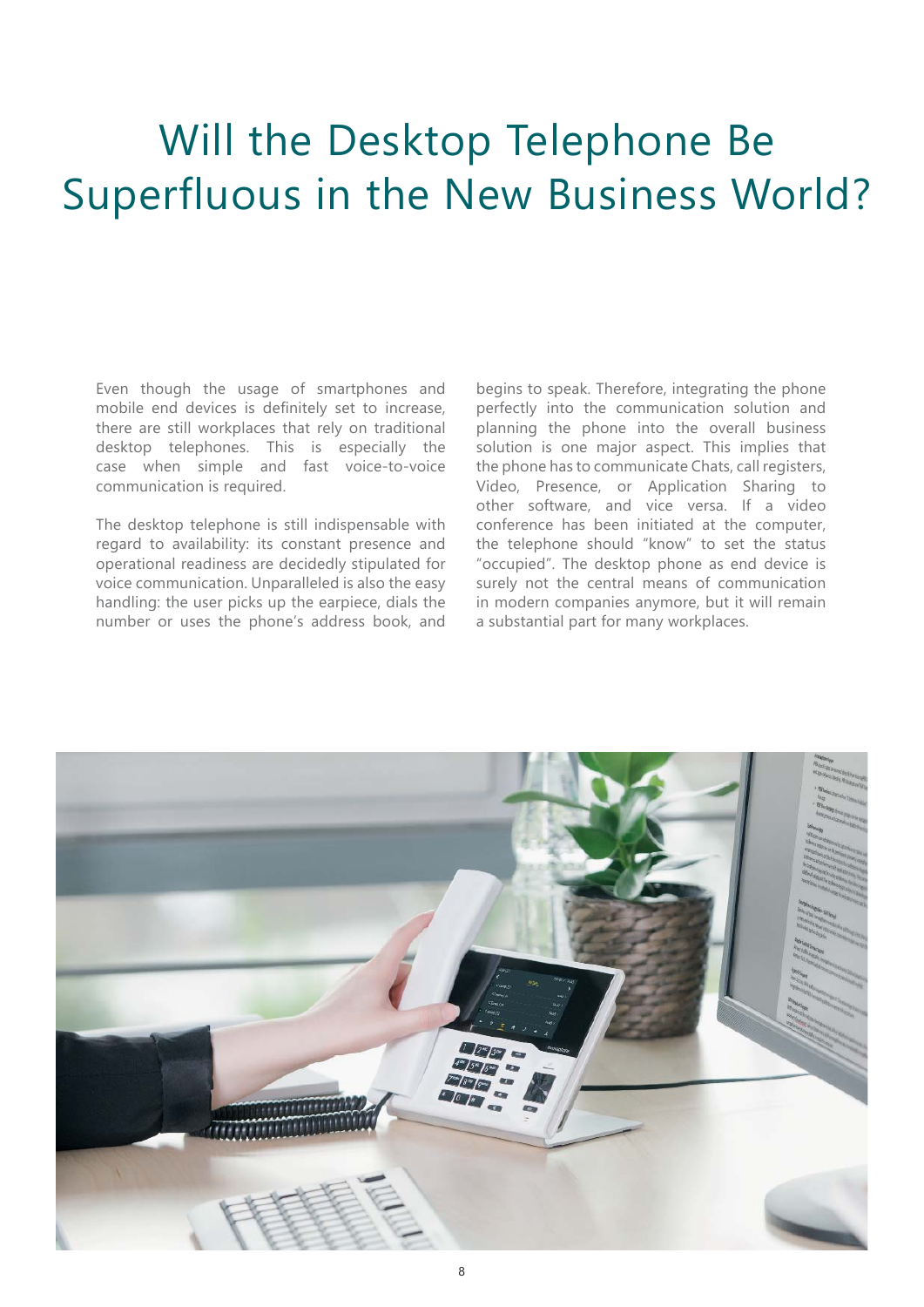# Will the Desktop Telephone Be Superfluous in the New Business World?

Even though the usage of smartphones and mobile end devices is definitely set to increase, there are still workplaces that rely on traditional desktop telephones. This is especially the case when simple and fast voice-to-voice communication is required.

The desktop telephone is still indispensable with regard to availability: its constant presence and operational readiness are decidedly stipulated for voice communication. Unparalleled is also the easy handling: the user picks up the earpiece, dials the number or uses the phone's address book, and begins to speak. Therefore, integrating the phone perfectly into the communication solution and planning the phone into the overall business solution is one major aspect. This implies that the phone has to communicate Chats, call registers, Video, Presence, or Application Sharing to other software, and vice versa. If a video conference has been initiated at the computer, the telephone should "know" to set the status "occupied". The desktop phone as end device is surely not the central means of communication in modern companies anymore, but it will remain a substantial part for many workplaces.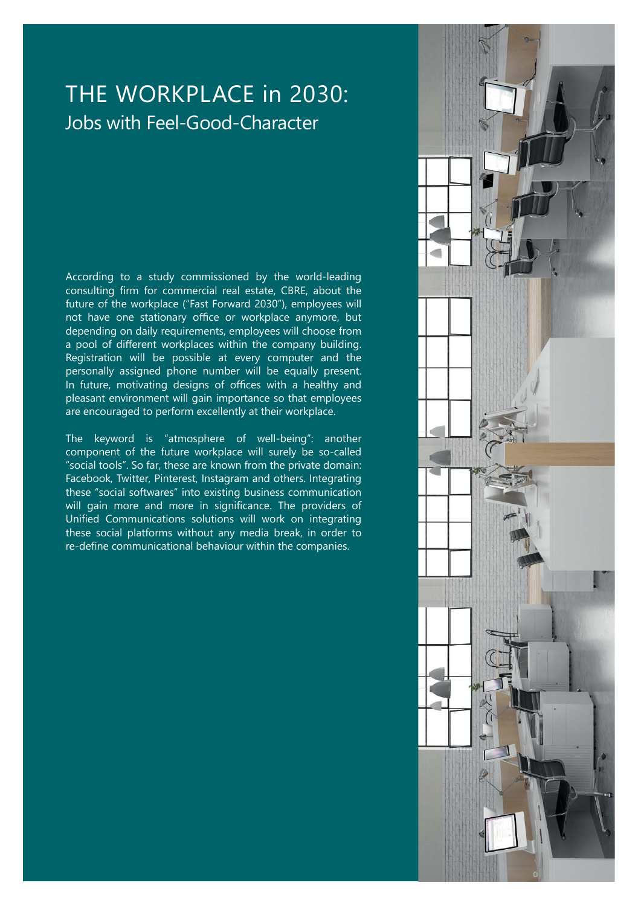# THE WORKPLACE in 2030:
## Jobs with Feel-Good-Character

According to a study commissioned by the world-leading consulting firm for commercial real estate, CBRE, about the future of the workplace ("Fast Forward 2030"), employees will not have one stationary office or workplace anymore, but depending on daily requirements, employees will choose from a pool of different workplaces within the company building. Registration will be possible at every computer and the personally assigned phone number will be equally present. In future, motivating designs of offices with a healthy and pleasant environment will gain importance so that employees are encouraged to perform excellently at their workplace.

The keyword is "atmosphere of well-being": another component of the future workplace will surely be so-called "social tools". So far, these are known from the private domain: Facebook, Twitter, Pinterest, Instagram and others. Integrating these "social softwares" into existing business communication will gain more and more in significance. The providers of Unified Communications solutions will work on integrating these social platforms without any media break, in order to re-define communicational behaviour within the companies.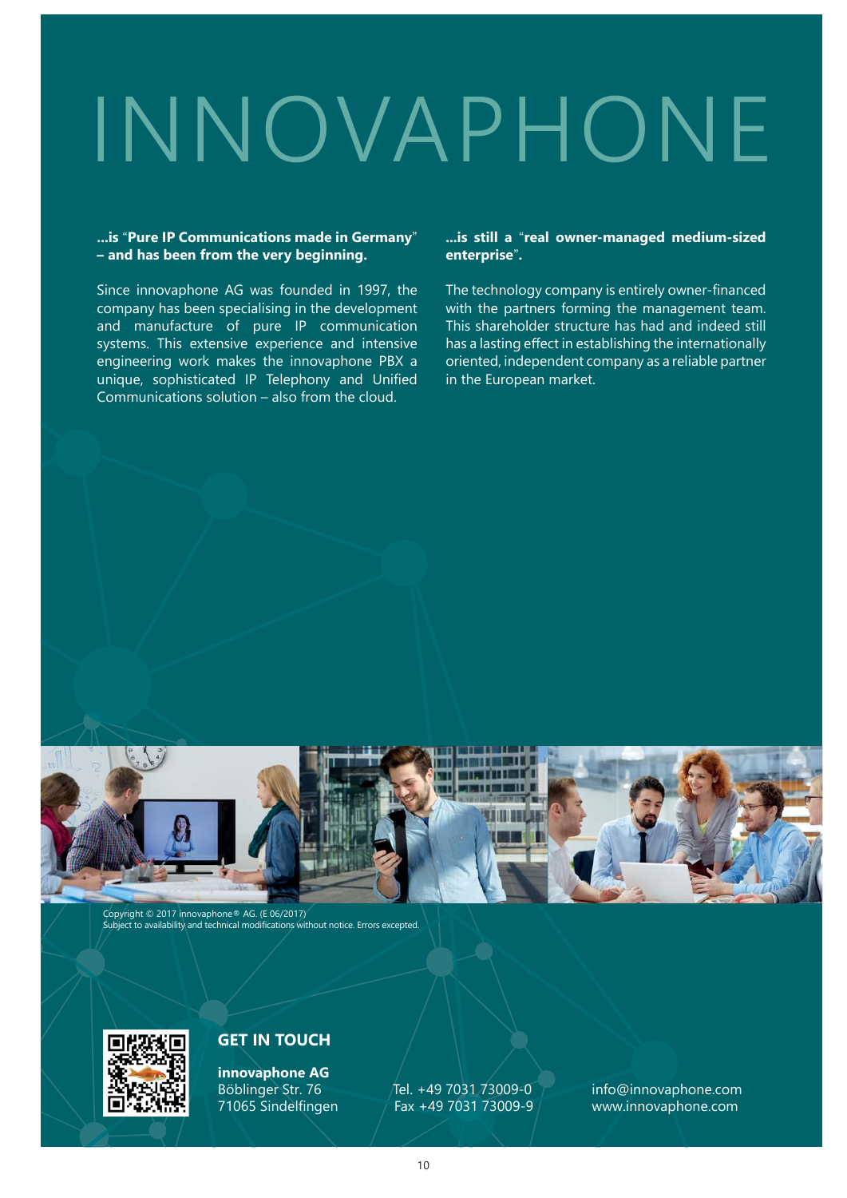# INNOVAPHONE

**...is "Pure IP Communications made in Germany" – and has been from the very beginning.**

Since innovaphone AG was founded in 1997, the company has been specialising in the development and manufacture of pure IP communication systems. This extensive experience and intensive engineering work makes the innovaphone PBX a unique, sophisticated IP Telephony and Unified Communications solution – also from the cloud.

**...is still a "real owner-managed medium-sized enterprise".**

The technology company is entirely owner-financed with the partners forming the management team. This shareholder structure has had and indeed still has a lasting effect in establishing the internationally oriented, independent company as a reliable partner in the European market.

Copyright © 2017 innovaphone® AG. (E 06/2017)
Subject to availability and technical modifications without notice. Errors excepted.

## GET IN TOUCH

**innovaphone AG**
Böblinger Str. 76
71065 Sindelfingen

Tel. +49 7031 73009-0
Fax +49 7031 73009-9

info@innovaphone.com
www.innovaphone.com